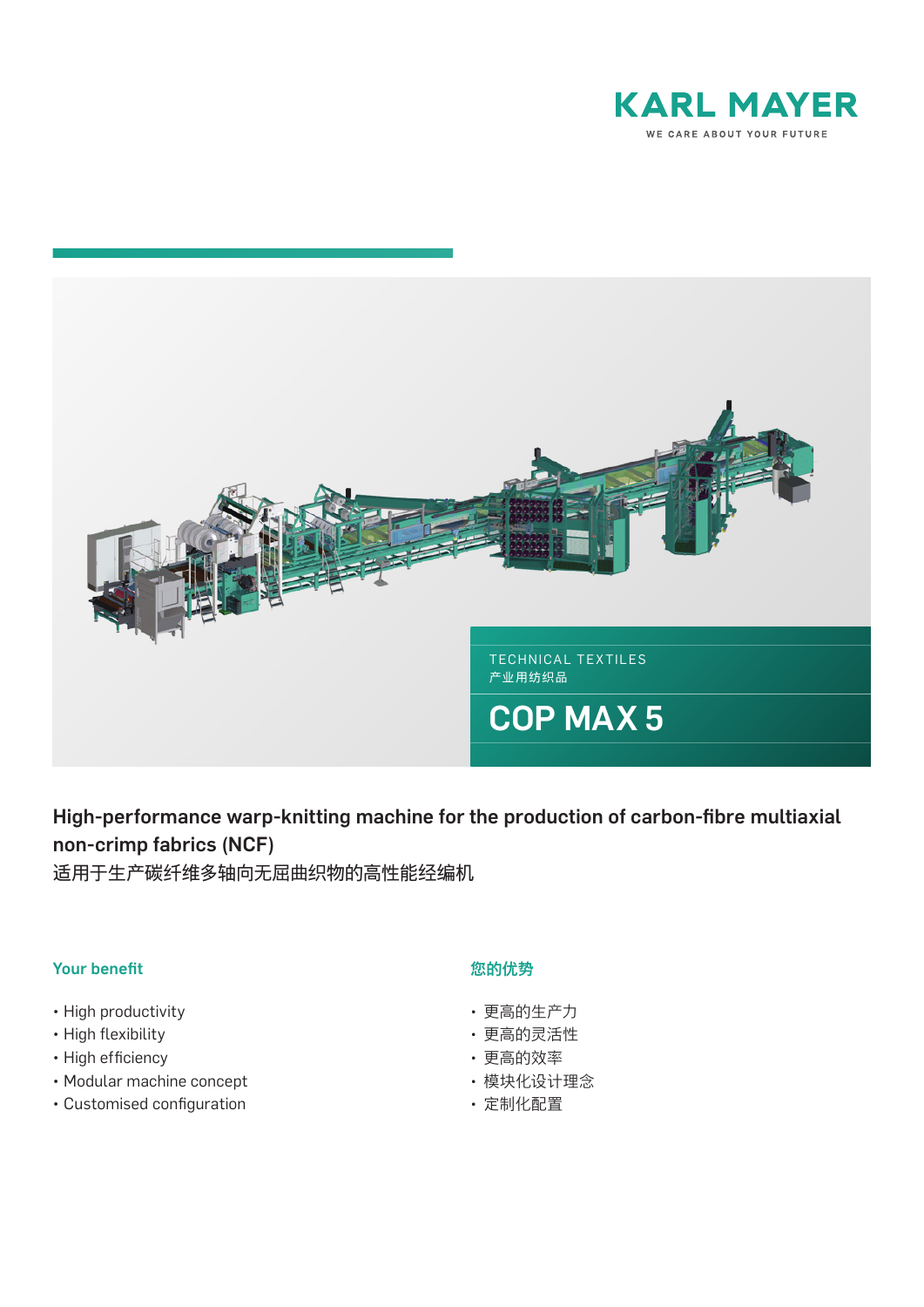KARL MAYER

WE CARE ABOUT YOUR FUTURE

TECHNICAL TEXTILES
产业用纺织品

# COP MAX 5

## High-performance warp-knitting machine for the production of carbon-fibre multiaxial non-crimp fabrics (NCF)

适用于生产碳纤维多轴向无屈曲织物的高性能经编机

### Your benefit

- High productivity
- High flexibility
- High efficiency
- Modular machine concept
- Customised configuration

### 您的优势

- 更高的生产力
- 更高的灵活性
- 更高的效率
- 模块化设计理念
- 定制化配置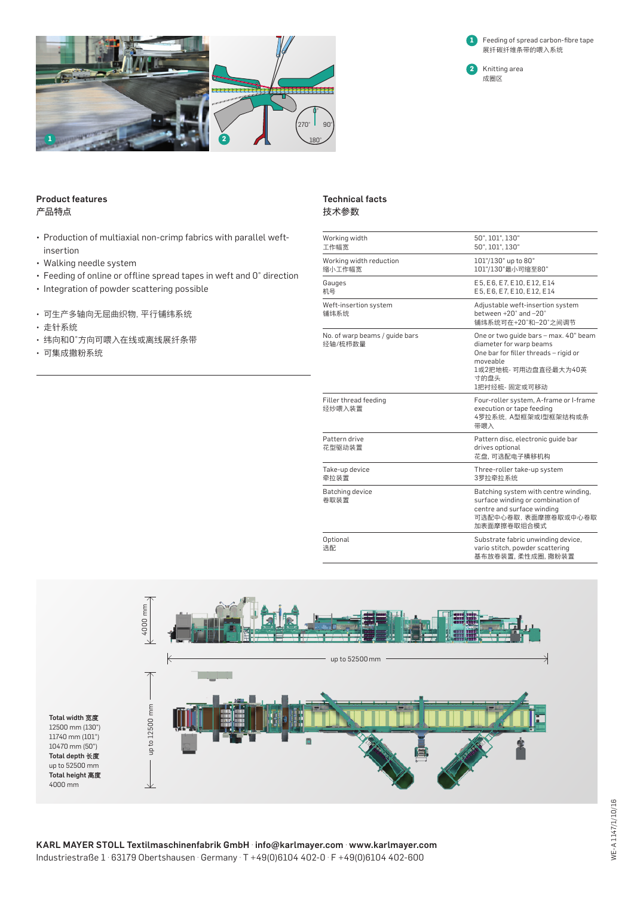1 Feeding of spread carbon-fibre tape
展纤碳纤维条带的喂入系统

2 Knitting area
成圈区

## Product features
产品特点

- Production of multiaxial non-crimp fabrics with parallel weft-insertion
- Walking needle system
- Feeding of online or offline spread tapes in weft and 0° direction
- Integration of powder scattering possible

- 可生产多轴向无屈曲织物, 平行铺纬系统
- 走针系统
- 纬向和0°方向可喂入在线或离线展纤条带
- 可集成撒粉系统

## Technical facts
技术参数

| | |
|---|---|
| Working width<br>工作幅宽 | 50", 101", 130"<br>50", 101", 130" |
| Working width reduction<br>缩小工作幅宽 | 101"/130" up to 80"<br>101"/130"最小可缩至80" |
| Gauges<br>机号 | E5, E6, E7, E10, E12, E14<br>E5, E6, E7, E10, E12, E14 |
| Weft-insertion system<br>铺纬系统 | Adjustable weft-insertion system between +20° and −20°<br>铺纬系统可在+20°和−20°之间调节 |
| No. of warp beams / guide bars<br>经轴/梳栉数量 | One or two guide bars – max. 40" beam diameter for warp beams<br>One bar for filler threads – rigid or moveable<br>1或2把地梳- 可用边盘直径最大为40英寸的盘头<br>1把衬经梳- 固定或可移动 |
| Filler thread feeding<br>经纱喂入装置 | Four-roller system, A-frame or I-frame execution or tape feeding<br>4罗拉系统, A型框架或I型框架结构或条带喂入 |
| Pattern drive<br>花型驱动装置 | Pattern disc, electronic guide bar drives optional<br>花盘, 可选配电子横移机构 |
| Take-up device<br>牵拉装置 | Three-roller take-up system<br>3罗拉牵拉系统 |
| Batching device<br>卷取装置 | Batching system with centre winding, surface winding or combination of centre and surface winding<br>可选配中心卷取, 表面摩擦卷取或中心卷取加表面摩擦卷取组合模式 |
| Optional<br>选配 | Substrate fabric unwinding device, vario stitch, powder scattering<br>基布放卷装置, 柔性成圈, 撒粉装置 |

4000 mm

up to 52500 mm

up to 12500 mm

**Total width 宽度**
12500 mm (130")
11740 mm (101")
10470 mm (50")
**Total depth 长度**
up to 52500 mm
**Total height 高度**
4000 mm

**KARL MAYER STOLL Textilmaschinenfabrik GmbH · info@karlmayer.com · www.karlmayer.com**
Industriestraße 1 · 63179 Obertshausen · Germany · T +49(0)6104 402-0 · F +49(0)6104 402-600

WE-A 1147/1/10/16